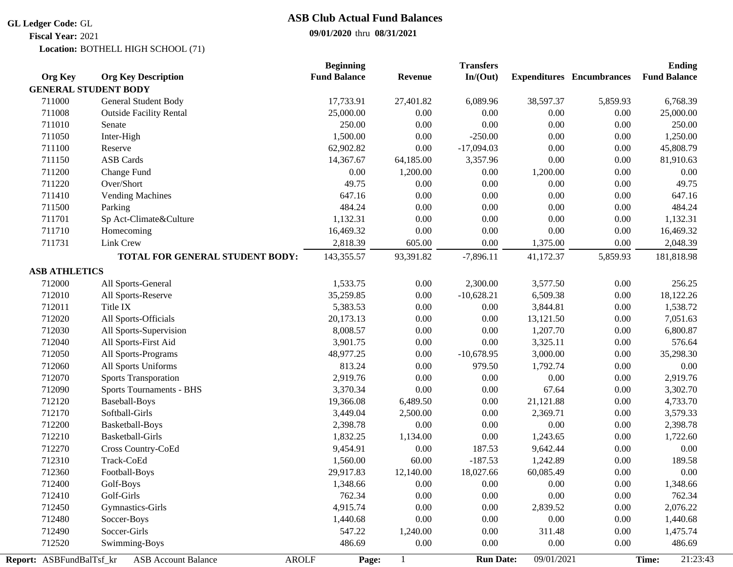**GL Ledger Code:** GL
**Fiscal Year:** 2021
**Location:** BOTHELL HIGH SCHOOL (71)

# ASB Club Actual Fund Balances

**09/01/2020** thru **08/31/2021**

| Org Key | Org Key Description | Beginning Fund Balance | Revenue | Transfers In/(Out) | Expenditures | Encumbrances | Ending Fund Balance |
|---|---|---|---|---|---|---|---|
| **GENERAL STUDENT BODY** | | | | | | | |
| 711000 | General Student Body | 17,733.91 | 27,401.82 | 6,089.96 | 38,597.37 | 5,859.93 | 6,768.39 |
| 711008 | Outside Facility Rental | 25,000.00 | 0.00 | 0.00 | 0.00 | 0.00 | 25,000.00 |
| 711010 | Senate | 250.00 | 0.00 | 0.00 | 0.00 | 0.00 | 250.00 |
| 711050 | Inter-High | 1,500.00 | 0.00 | -250.00 | 0.00 | 0.00 | 1,250.00 |
| 711100 | Reserve | 62,902.82 | 0.00 | -17,094.03 | 0.00 | 0.00 | 45,808.79 |
| 711150 | ASB Cards | 14,367.67 | 64,185.00 | 3,357.96 | 0.00 | 0.00 | 81,910.63 |
| 711200 | Change Fund | 0.00 | 1,200.00 | 0.00 | 1,200.00 | 0.00 | 0.00 |
| 711220 | Over/Short | 49.75 | 0.00 | 0.00 | 0.00 | 0.00 | 49.75 |
| 711410 | Vending Machines | 647.16 | 0.00 | 0.00 | 0.00 | 0.00 | 647.16 |
| 711500 | Parking | 484.24 | 0.00 | 0.00 | 0.00 | 0.00 | 484.24 |
| 711701 | Sp Act-Climate&Culture | 1,132.31 | 0.00 | 0.00 | 0.00 | 0.00 | 1,132.31 |
| 711710 | Homecoming | 16,469.32 | 0.00 | 0.00 | 0.00 | 0.00 | 16,469.32 |
| 711731 | Link Crew | 2,818.39 | 605.00 | 0.00 | 1,375.00 | 0.00 | 2,048.39 |
| | **TOTAL FOR GENERAL STUDENT BODY:** | 143,355.57 | 93,391.82 | -7,896.11 | 41,172.37 | 5,859.93 | 181,818.98 |
| **ASB ATHLETICS** | | | | | | | |
| 712000 | All Sports-General | 1,533.75 | 0.00 | 2,300.00 | 3,577.50 | 0.00 | 256.25 |
| 712010 | All Sports-Reserve | 35,259.85 | 0.00 | -10,628.21 | 6,509.38 | 0.00 | 18,122.26 |
| 712011 | Title IX | 5,383.53 | 0.00 | 0.00 | 3,844.81 | 0.00 | 1,538.72 |
| 712020 | All Sports-Officials | 20,173.13 | 0.00 | 0.00 | 13,121.50 | 0.00 | 7,051.63 |
| 712030 | All Sports-Supervision | 8,008.57 | 0.00 | 0.00 | 1,207.70 | 0.00 | 6,800.87 |
| 712040 | All Sports-First Aid | 3,901.75 | 0.00 | 0.00 | 3,325.11 | 0.00 | 576.64 |
| 712050 | All Sports-Programs | 48,977.25 | 0.00 | -10,678.95 | 3,000.00 | 0.00 | 35,298.30 |
| 712060 | All Sports Uniforms | 813.24 | 0.00 | 979.50 | 1,792.74 | 0.00 | 0.00 |
| 712070 | Sports Transporation | 2,919.76 | 0.00 | 0.00 | 0.00 | 0.00 | 2,919.76 |
| 712090 | Sports Tournaments - BHS | 3,370.34 | 0.00 | 0.00 | 67.64 | 0.00 | 3,302.70 |
| 712120 | Baseball-Boys | 19,366.08 | 6,489.50 | 0.00 | 21,121.88 | 0.00 | 4,733.70 |
| 712170 | Softball-Girls | 3,449.04 | 2,500.00 | 0.00 | 2,369.71 | 0.00 | 3,579.33 |
| 712200 | Basketball-Boys | 2,398.78 | 0.00 | 0.00 | 0.00 | 0.00 | 2,398.78 |
| 712210 | Basketball-Girls | 1,832.25 | 1,134.00 | 0.00 | 1,243.65 | 0.00 | 1,722.60 |
| 712270 | Cross Country-CoEd | 9,454.91 | 0.00 | 187.53 | 9,642.44 | 0.00 | 0.00 |
| 712310 | Track-CoEd | 1,560.00 | 60.00 | -187.53 | 1,242.89 | 0.00 | 189.58 |
| 712360 | Football-Boys | 29,917.83 | 12,140.00 | 18,027.66 | 60,085.49 | 0.00 | 0.00 |
| 712400 | Golf-Boys | 1,348.66 | 0.00 | 0.00 | 0.00 | 0.00 | 1,348.66 |
| 712410 | Golf-Girls | 762.34 | 0.00 | 0.00 | 0.00 | 0.00 | 762.34 |
| 712450 | Gymnastics-Girls | 4,915.74 | 0.00 | 0.00 | 2,839.52 | 0.00 | 2,076.22 |
| 712480 | Soccer-Boys | 1,440.68 | 0.00 | 0.00 | 0.00 | 0.00 | 1,440.68 |
| 712490 | Soccer-Girls | 547.22 | 1,240.00 | 0.00 | 311.48 | 0.00 | 1,475.74 |
| 712520 | Swimming-Boys | 486.69 | 0.00 | 0.00 | 0.00 | 0.00 | 486.69 |

**Report:** ASBFundBalTsf_kr ASB Account Balance AROLF **Run Date:** 09/01/2021 **Time:** 21:23:43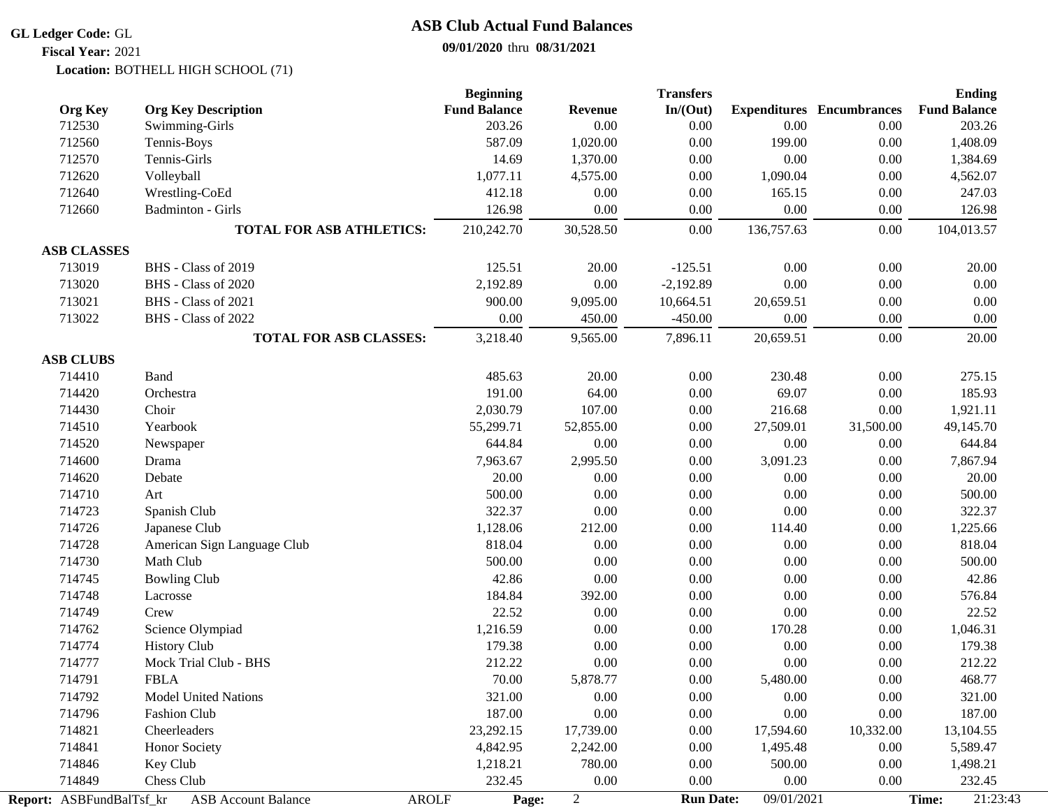**GL Ledger Code:** GL
**Fiscal Year:** 2021
**Location:** BOTHELL HIGH SCHOOL (71)

# ASB Club Actual Fund Balances

**09/01/2020** thru **08/31/2021**

| Org Key | Org Key Description | Beginning Fund Balance | Revenue | Transfers In/(Out) | Expenditures | Encumbrances | Ending Fund Balance |
|---|---|---|---|---|---|---|---|
| 712530 | Swimming-Girls | 203.26 | 0.00 | 0.00 | 0.00 | 0.00 | 203.26 |
| 712560 | Tennis-Boys | 587.09 | 1,020.00 | 0.00 | 199.00 | 0.00 | 1,408.09 |
| 712570 | Tennis-Girls | 14.69 | 1,370.00 | 0.00 | 0.00 | 0.00 | 1,384.69 |
| 712620 | Volleyball | 1,077.11 | 4,575.00 | 0.00 | 1,090.04 | 0.00 | 4,562.07 |
| 712640 | Wrestling-CoEd | 412.18 | 0.00 | 0.00 | 165.15 | 0.00 | 247.03 |
| 712660 | Badminton - Girls | 126.98 | 0.00 | 0.00 | 0.00 | 0.00 | 126.98 |
| | **TOTAL FOR ASB ATHLETICS:** | 210,242.70 | 30,528.50 | 0.00 | 136,757.63 | 0.00 | 104,013.57 |
| **ASB CLASSES** | | | | | | | |
| 713019 | BHS - Class of 2019 | 125.51 | 20.00 | -125.51 | 0.00 | 0.00 | 20.00 |
| 713020 | BHS - Class of 2020 | 2,192.89 | 0.00 | -2,192.89 | 0.00 | 0.00 | 0.00 |
| 713021 | BHS - Class of 2021 | 900.00 | 9,095.00 | 10,664.51 | 20,659.51 | 0.00 | 0.00 |
| 713022 | BHS - Class of 2022 | 0.00 | 450.00 | -450.00 | 0.00 | 0.00 | 0.00 |
| | **TOTAL FOR ASB CLASSES:** | 3,218.40 | 9,565.00 | 7,896.11 | 20,659.51 | 0.00 | 20.00 |
| **ASB CLUBS** | | | | | | | |
| 714410 | Band | 485.63 | 20.00 | 0.00 | 230.48 | 0.00 | 275.15 |
| 714420 | Orchestra | 191.00 | 64.00 | 0.00 | 69.07 | 0.00 | 185.93 |
| 714430 | Choir | 2,030.79 | 107.00 | 0.00 | 216.68 | 0.00 | 1,921.11 |
| 714510 | Yearbook | 55,299.71 | 52,855.00 | 0.00 | 27,509.01 | 31,500.00 | 49,145.70 |
| 714520 | Newspaper | 644.84 | 0.00 | 0.00 | 0.00 | 0.00 | 644.84 |
| 714600 | Drama | 7,963.67 | 2,995.50 | 0.00 | 3,091.23 | 0.00 | 7,867.94 |
| 714620 | Debate | 20.00 | 0.00 | 0.00 | 0.00 | 0.00 | 20.00 |
| 714710 | Art | 500.00 | 0.00 | 0.00 | 0.00 | 0.00 | 500.00 |
| 714723 | Spanish Club | 322.37 | 0.00 | 0.00 | 0.00 | 0.00 | 322.37 |
| 714726 | Japanese Club | 1,128.06 | 212.00 | 0.00 | 114.40 | 0.00 | 1,225.66 |
| 714728 | American Sign Language Club | 818.04 | 0.00 | 0.00 | 0.00 | 0.00 | 818.04 |
| 714730 | Math Club | 500.00 | 0.00 | 0.00 | 0.00 | 0.00 | 500.00 |
| 714745 | Bowling Club | 42.86 | 0.00 | 0.00 | 0.00 | 0.00 | 42.86 |
| 714748 | Lacrosse | 184.84 | 392.00 | 0.00 | 0.00 | 0.00 | 576.84 |
| 714749 | Crew | 22.52 | 0.00 | 0.00 | 0.00 | 0.00 | 22.52 |
| 714762 | Science Olympiad | 1,216.59 | 0.00 | 0.00 | 170.28 | 0.00 | 1,046.31 |
| 714774 | History Club | 179.38 | 0.00 | 0.00 | 0.00 | 0.00 | 179.38 |
| 714777 | Mock Trial Club - BHS | 212.22 | 0.00 | 0.00 | 0.00 | 0.00 | 212.22 |
| 714791 | FBLA | 70.00 | 5,878.77 | 0.00 | 5,480.00 | 0.00 | 468.77 |
| 714792 | Model United Nations | 321.00 | 0.00 | 0.00 | 0.00 | 0.00 | 321.00 |
| 714796 | Fashion Club | 187.00 | 0.00 | 0.00 | 0.00 | 0.00 | 187.00 |
| 714821 | Cheerleaders | 23,292.15 | 17,739.00 | 0.00 | 17,594.60 | 10,332.00 | 13,104.55 |
| 714841 | Honor Society | 4,842.95 | 2,242.00 | 0.00 | 1,495.48 | 0.00 | 5,589.47 |
| 714846 | Key Club | 1,218.21 | 780.00 | 0.00 | 500.00 | 0.00 | 1,498.21 |
| 714849 | Chess Club | 232.45 | 0.00 | 0.00 | 0.00 | 0.00 | 232.45 |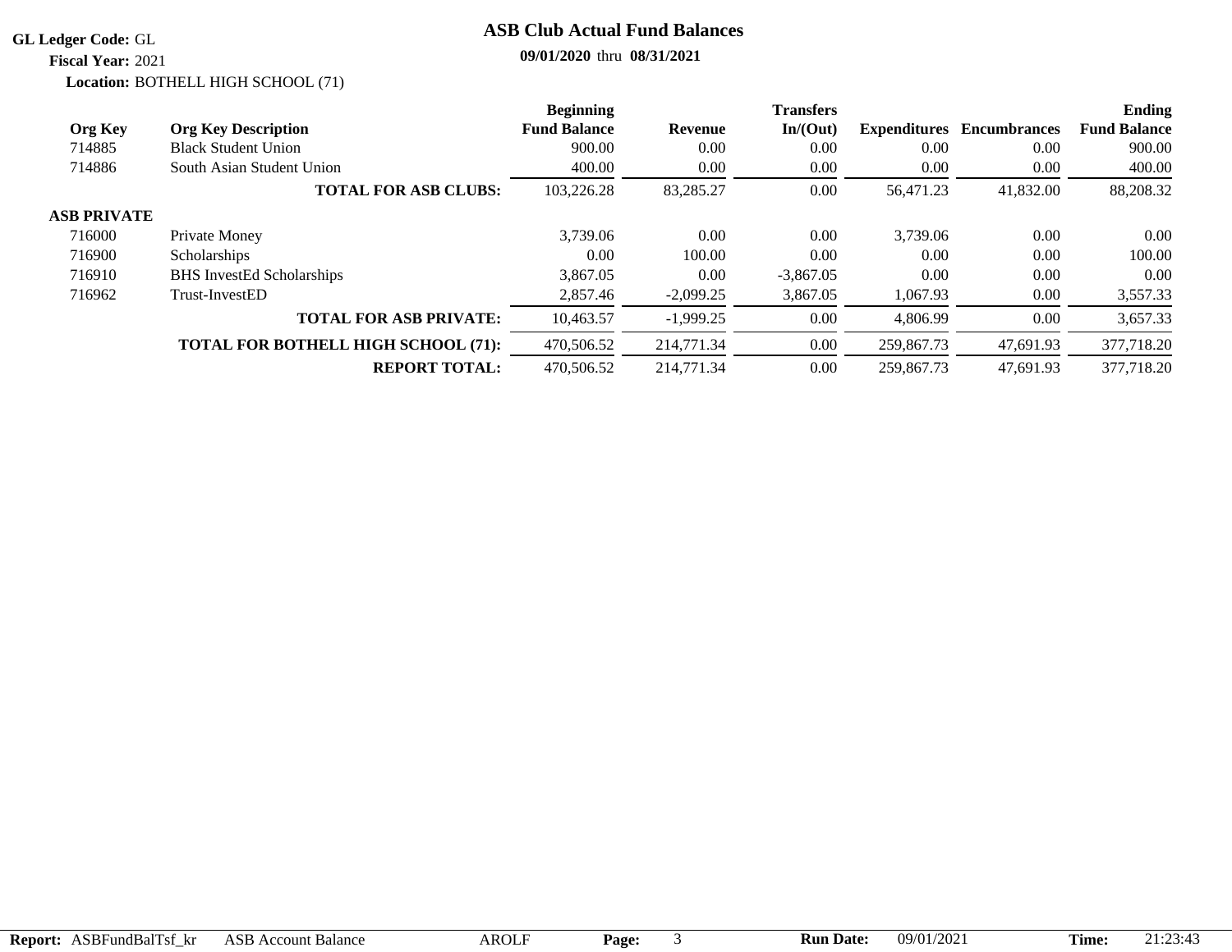**GL Ledger Code:** GL

**Fiscal Year:** 2021

**Location:** BOTHELL HIGH SCHOOL (71)

# ASB Club Actual Fund Balances

**09/01/2020** thru **08/31/2021**

| Org Key | Org Key Description | Beginning Fund Balance | Revenue | Transfers In/(Out) | Expenditures | Encumbrances | Ending Fund Balance |
|---|---|---|---|---|---|---|---|
| 714885 | Black Student Union | 900.00 | 0.00 | 0.00 | 0.00 | 0.00 | 900.00 |
| 714886 | South Asian Student Union | 400.00 | 0.00 | 0.00 | 0.00 | 0.00 | 400.00 |
| | **TOTAL FOR ASB CLUBS:** | 103,226.28 | 83,285.27 | 0.00 | 56,471.23 | 41,832.00 | 88,208.32 |
| **ASB PRIVATE** | | | | | | | |
| 716000 | Private Money | 3,739.06 | 0.00 | 0.00 | 3,739.06 | 0.00 | 0.00 |
| 716900 | Scholarships | 0.00 | 100.00 | 0.00 | 0.00 | 0.00 | 100.00 |
| 716910 | BHS InvestEd Scholarships | 3,867.05 | 0.00 | -3,867.05 | 0.00 | 0.00 | 0.00 |
| 716962 | Trust-InvestED | 2,857.46 | -2,099.25 | 3,867.05 | 1,067.93 | 0.00 | 3,557.33 |
| | **TOTAL FOR ASB PRIVATE:** | 10,463.57 | -1,999.25 | 0.00 | 4,806.99 | 0.00 | 3,657.33 |
| | **TOTAL FOR BOTHELL HIGH SCHOOL (71):** | 470,506.52 | 214,771.34 | 0.00 | 259,867.73 | 47,691.93 | 377,718.20 |
| | **REPORT TOTAL:** | 470,506.52 | 214,771.34 | 0.00 | 259,867.73 | 47,691.93 | 377,718.20 |